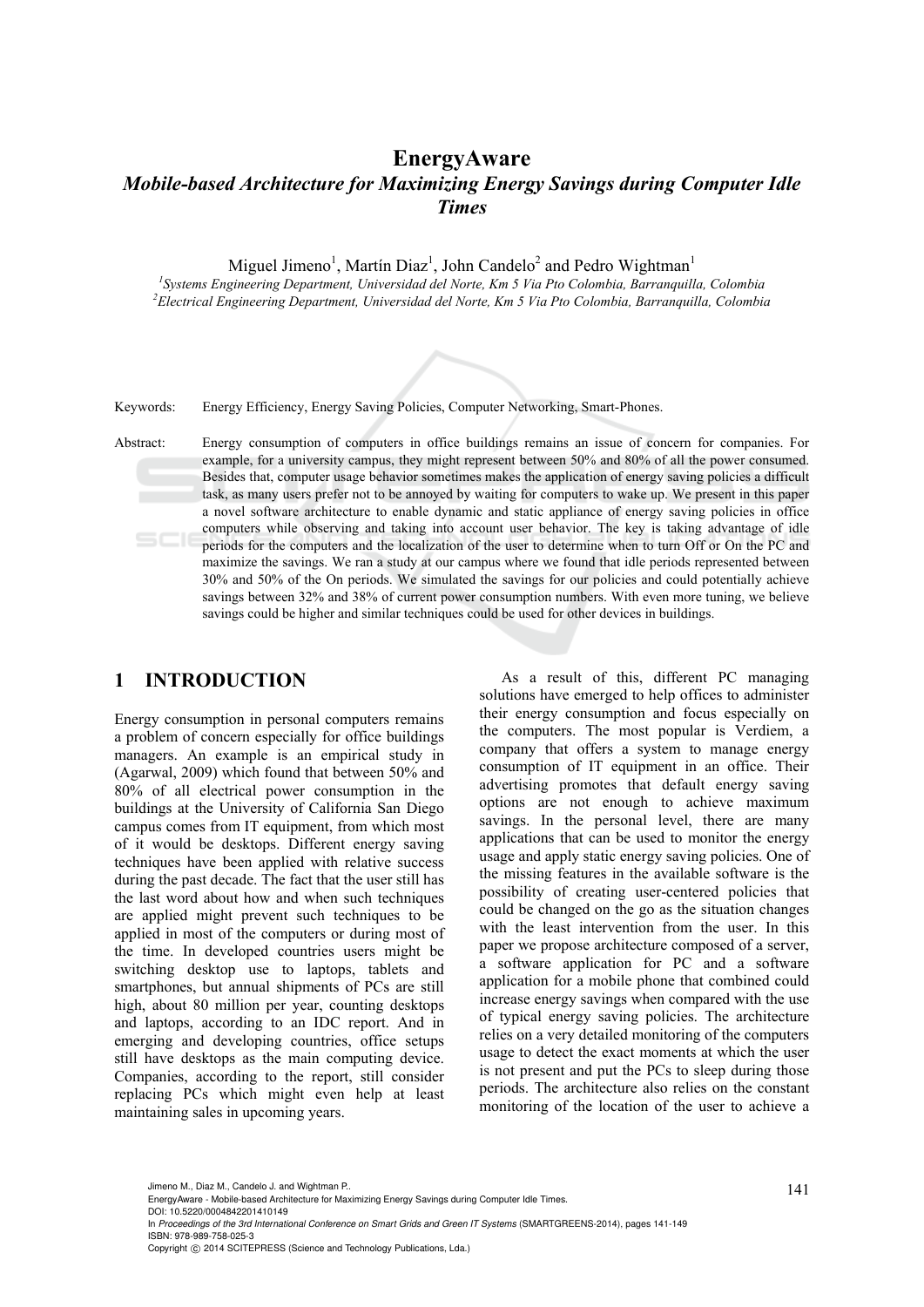# EnergyAware

## *Mobile-based Architecture for Maximizing Energy Savings during Computer Idle Times*

Miguel Jimeno[1], Martín Diaz[1], John Candelo[2] and Pedro Wightman[1]

[1]*Systems Engineering Department, Universidad del Norte, Km 5 Via Pto Colombia, Barranquilla, Colombia*
[2]*Electrical Engineering Department, Universidad del Norte, Km 5 Via Pto Colombia, Barranquilla, Colombia*

Keywords: Energy Efficiency, Energy Saving Policies, Computer Networking, Smart-Phones.

Abstract: Energy consumption of computers in office buildings remains an issue of concern for companies. For example, for a university campus, they might represent between 50% and 80% of all the power consumed. Besides that, computer usage behavior sometimes makes the application of energy saving policies a difficult task, as many users prefer not to be annoyed by waiting for computers to wake up. We present in this paper a novel software architecture to enable dynamic and static appliance of energy saving policies in office computers while observing and taking into account user behavior. The key is taking advantage of idle periods for the computers and the localization of the user to determine when to turn Off or On the PC and maximize the savings. We ran a study at our campus where we found that idle periods represented between 30% and 50% of the On periods. We simulated the savings for our policies and could potentially achieve savings between 32% and 38% of current power consumption numbers. With even more tuning, we believe savings could be higher and similar techniques could be used for other devices in buildings.

## 1 INTRODUCTION

Energy consumption in personal computers remains a problem of concern for office buildings managers. An example is an empirical study in (Agarwal, 2009) which found that between 50% and 80% of all electrical power consumption in the buildings at the University of California San Diego campus comes from IT equipment, from which most of it would be desktops. Different energy saving techniques have been applied with relative success during the past decade. The fact that the user still has the last word about how and when such techniques are applied might prevent such techniques to be applied in most of the computers or during most of the time. In developed countries users might be switching desktop use to laptops, tablets and smartphones, but annual shipments of PCs are still high, about 80 million per year, counting desktops and laptops, according to an IDC report. And in emerging and developing countries, office setups still have desktops as the main computing device. Companies, according to the report, still consider replacing PCs which might even help at least maintaining sales in upcoming years.

As a result of this, different PC managing solutions have emerged to help offices to administer their energy consumption and focus especially on the computers. The most popular is Verdiem, a company that offers a system to manage energy consumption of IT equipment in an office. Their advertising promotes that default energy saving options are not enough to achieve maximum savings. In the personal level, there are many applications that can be used to monitor the energy usage and apply static energy saving policies. One of the missing features in the available software is the possibility of creating user-centered policies that could be changed on the go as the situation changes with the least intervention from the user. In this paper we propose architecture composed of a server, a software application for PC and a software application for a mobile phone that combined could increase energy savings when compared with the use of typical energy saving policies. The architecture relies on a very detailed monitoring of the computers usage to detect the exact moments at which the user is not present and put the PCs to sleep during those periods. The architecture also relies on the constant monitoring of the location of the user to achieve a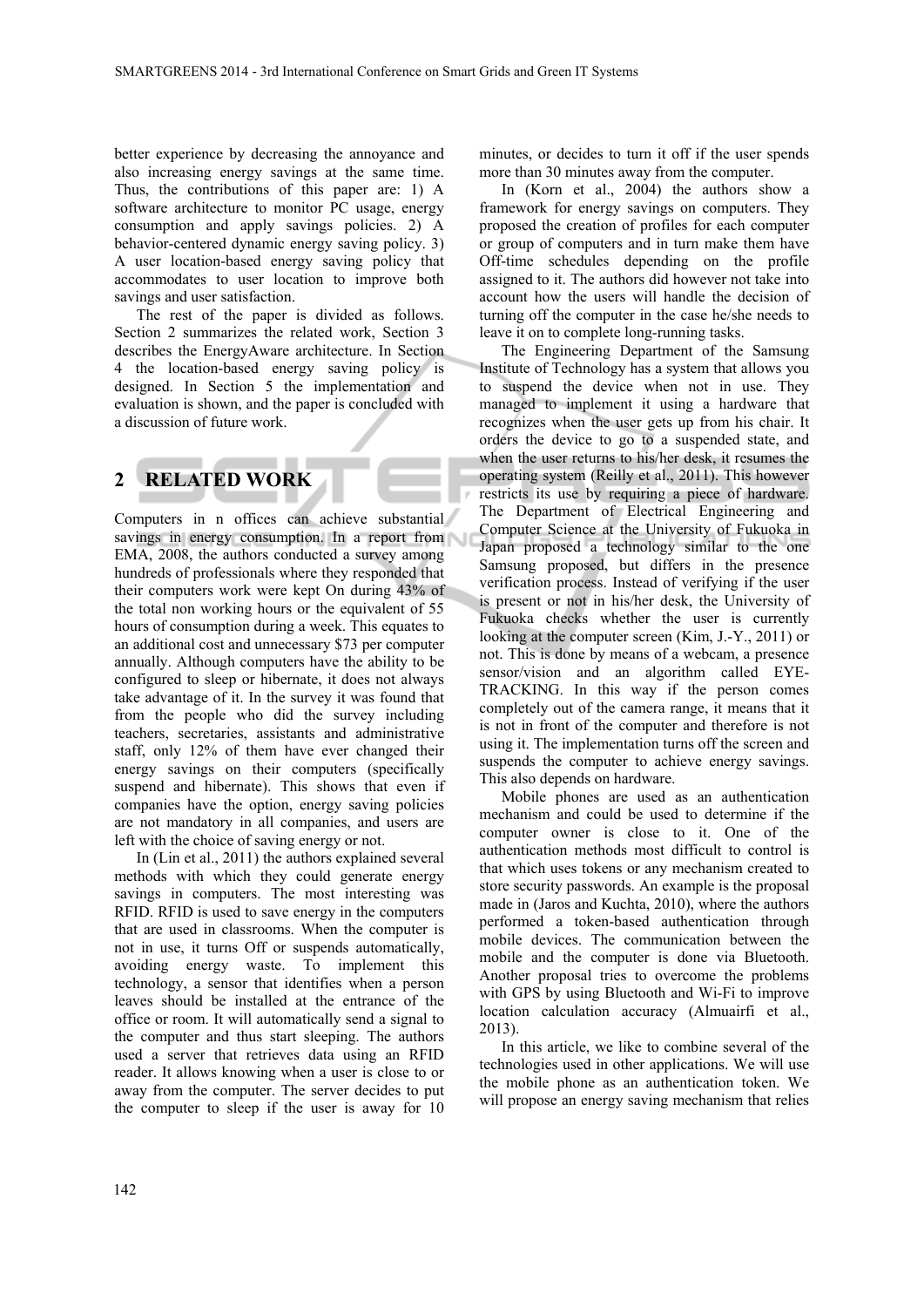better experience by decreasing the annoyance and also increasing energy savings at the same time. Thus, the contributions of this paper are: 1) A software architecture to monitor PC usage, energy consumption and apply savings policies. 2) A behavior-centered dynamic energy saving policy. 3) A user location-based energy saving policy that accommodates to user location to improve both savings and user satisfaction.

The rest of the paper is divided as follows. Section 2 summarizes the related work, Section 3 describes the EnergyAware architecture. In Section 4 the location-based energy saving policy is designed. In Section 5 the implementation and evaluation is shown, and the paper is concluded with a discussion of future work.

## 2 RELATED WORK

Computers in n offices can achieve substantial savings in energy consumption. In a report from EMA, 2008, the authors conducted a survey among hundreds of professionals where they responded that their computers work were kept On during 43% of the total non working hours or the equivalent of 55 hours of consumption during a week. This equates to an additional cost and unnecessary $73 per computer annually. Although computers have the ability to be configured to sleep or hibernate, it does not always take advantage of it. In the survey it was found that from the people who did the survey including teachers, secretaries, assistants and administrative staff, only 12% of them have ever changed their energy savings on their computers (specifically suspend and hibernate). This shows that even if companies have the option, energy saving policies are not mandatory in all companies, and users are left with the choice of saving energy or not.

In (Lin et al., 2011) the authors explained several methods with which they could generate energy savings in computers. The most interesting was RFID. RFID is used to save energy in the computers that are used in classrooms. When the computer is not in use, it turns Off or suspends automatically, avoiding energy waste. To implement this technology, a sensor that identifies when a person leaves should be installed at the entrance of the office or room. It will automatically send a signal to the computer and thus start sleeping. The authors used a server that retrieves data using an RFID reader. It allows knowing when a user is close to or away from the computer. The server decides to put the computer to sleep if the user is away for 10 minutes, or decides to turn it off if the user spends more than 30 minutes away from the computer.

In (Korn et al., 2004) the authors show a framework for energy savings on computers. They proposed the creation of profiles for each computer or group of computers and in turn make them have Off-time schedules depending on the profile assigned to it. The authors did however not take into account how the users will handle the decision of turning off the computer in the case he/she needs to leave it on to complete long-running tasks.

The Engineering Department of the Samsung Institute of Technology has a system that allows you to suspend the device when not in use. They managed to implement it using a hardware that recognizes when the user gets up from his chair. It orders the device to go to a suspended state, and when the user returns to his/her desk, it resumes the operating system (Reilly et al., 2011). This however restricts its use by requiring a piece of hardware. The Department of Electrical Engineering and Computer Science at the University of Fukuoka in Japan proposed a technology similar to the one Samsung proposed, but differs in the presence verification process. Instead of verifying if the user is present or not in his/her desk, the University of Fukuoka checks whether the user is currently looking at the computer screen (Kim, J.-Y., 2011) or not. This is done by means of a webcam, a presence sensor/vision and an algorithm called EYE-TRACKING. In this way if the person comes completely out of the camera range, it means that it is not in front of the computer and therefore is not using it. The implementation turns off the screen and suspends the computer to achieve energy savings. This also depends on hardware.

Mobile phones are used as an authentication mechanism and could be used to determine if the computer owner is close to it. One of the authentication methods most difficult to control is that which uses tokens or any mechanism created to store security passwords. An example is the proposal made in (Jaros and Kuchta, 2010), where the authors performed a token-based authentication through mobile devices. The communication between the mobile and the computer is done via Bluetooth. Another proposal tries to overcome the problems with GPS by using Bluetooth and Wi-Fi to improve location calculation accuracy (Almuairfi et al., 2013).

In this article, we like to combine several of the technologies used in other applications. We will use the mobile phone as an authentication token. We will propose an energy saving mechanism that relies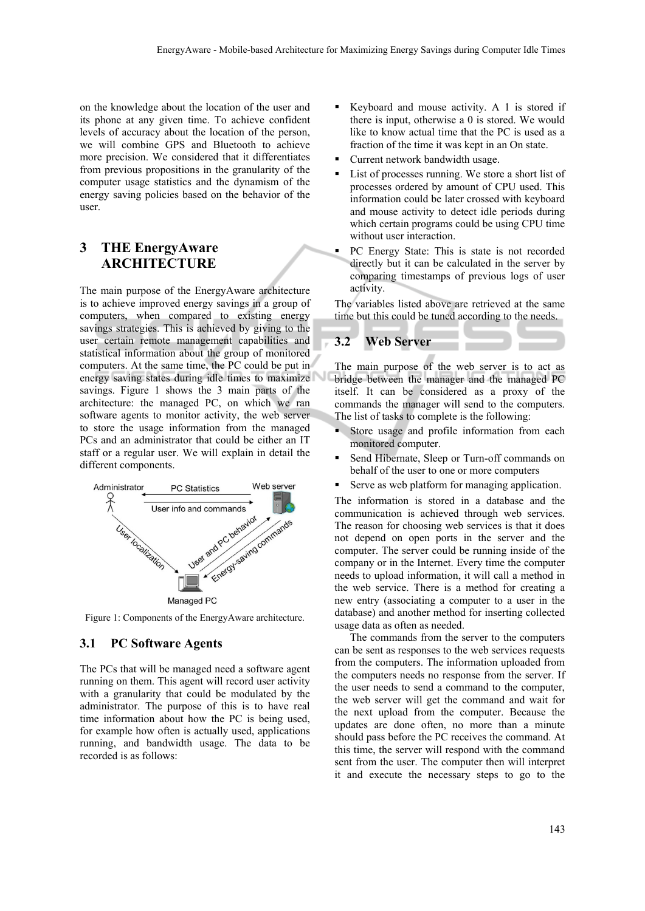on the knowledge about the location of the user and its phone at any given time. To achieve confident levels of accuracy about the location of the person, we will combine GPS and Bluetooth to achieve more precision. We considered that it differentiates from previous propositions in the granularity of the computer usage statistics and the dynamism of the energy saving policies based on the behavior of the user.

# 3 THE EnergyAware ARCHITECTURE

The main purpose of the EnergyAware architecture is to achieve improved energy savings in a group of computers, when compared to existing energy savings strategies. This is achieved by giving to the user certain remote management capabilities and statistical information about the group of monitored computers. At the same time, the PC could be put in energy saving states during idle times to maximize savings. Figure 1 shows the 3 main parts of the architecture: the managed PC, on which we ran software agents to monitor activity, the web server to store the usage information from the managed PCs and an administrator that could be either an IT staff or a regular user. We will explain in detail the different components.

Figure 1: Components of the EnergyAware architecture.

## 3.1 PC Software Agents

The PCs that will be managed need a software agent running on them. This agent will record user activity with a granularity that could be modulated by the administrator. The purpose of this is to have real time information about how the PC is being used, for example how often is actually used, applications running, and bandwidth usage. The data to be recorded is as follows:

- Keyboard and mouse activity. A 1 is stored if there is input, otherwise a 0 is stored. We would like to know actual time that the PC is used as a fraction of the time it was kept in an On state.
- Current network bandwidth usage.
- List of processes running. We store a short list of processes ordered by amount of CPU used. This information could be later crossed with keyboard and mouse activity to detect idle periods during which certain programs could be using CPU time without user interaction.
- PC Energy State: This is state is not recorded directly but it can be calculated in the server by comparing timestamps of previous logs of user activity.

The variables listed above are retrieved at the same time but this could be tuned according to the needs.

## 3.2 Web Server

The main purpose of the web server is to act as bridge between the manager and the managed PC itself. It can be considered as a proxy of the commands the manager will send to the computers. The list of tasks to complete is the following:

- Store usage and profile information from each monitored computer.
- Send Hibernate, Sleep or Turn-off commands on behalf of the user to one or more computers
- Serve as web platform for managing application.

The information is stored in a database and the communication is achieved through web services. The reason for choosing web services is that it does not depend on open ports in the server and the computer. The server could be running inside of the company or in the Internet. Every time the computer needs to upload information, it will call a method in the web service. There is a method for creating a new entry (associating a computer to a user in the database) and another method for inserting collected usage data as often as needed.

The commands from the server to the computers can be sent as responses to the web services requests from the computers. The information uploaded from the computers needs no response from the server. If the user needs to send a command to the computer, the web server will get the command and wait for the next upload from the computer. Because the updates are done often, no more than a minute should pass before the PC receives the command. At this time, the server will respond with the command sent from the user. The computer then will interpret it and execute the necessary steps to go to the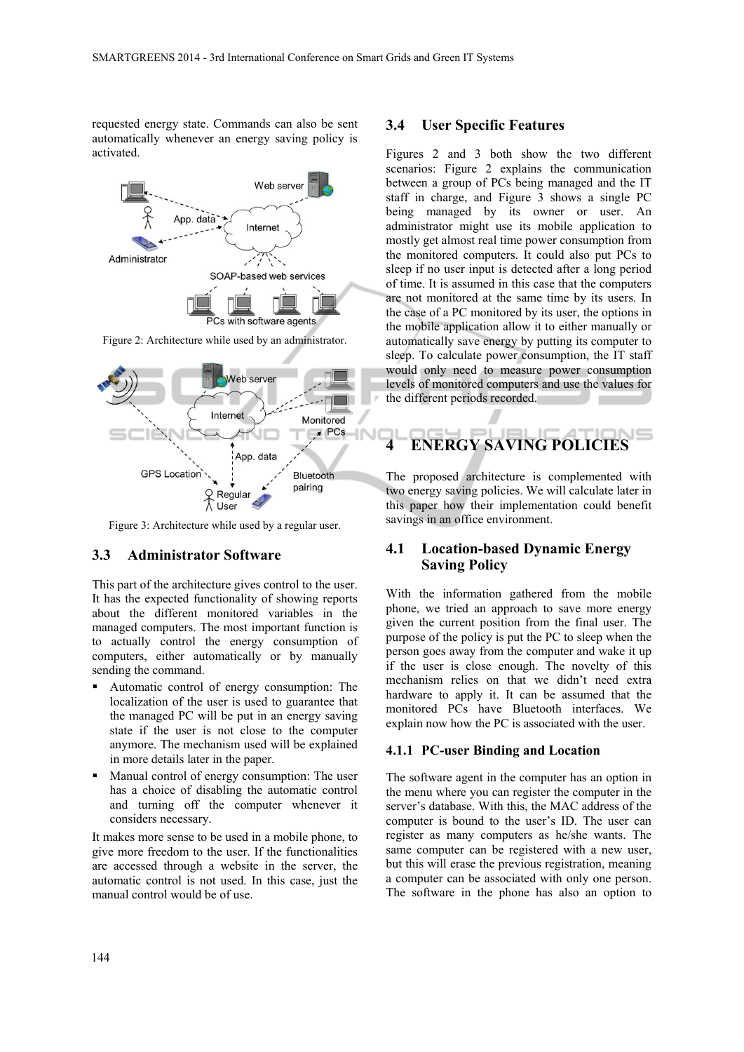requested energy state. Commands can also be sent automatically whenever an energy saving policy is activated.

Figure 2: Architecture while used by an administrator.

Figure 3: Architecture while used by a regular user.

### 3.3 Administrator Software

This part of the architecture gives control to the user. It has the expected functionality of showing reports about the different monitored variables in the managed computers. The most important function is to actually control the energy consumption of computers, either automatically or by manually sending the command.

- Automatic control of energy consumption: The localization of the user is used to guarantee that the managed PC will be put in an energy saving state if the user is not close to the computer anymore. The mechanism used will be explained in more details later in the paper.
- Manual control of energy consumption: The user has a choice of disabling the automatic control and turning off the computer whenever it considers necessary.

It makes more sense to be used in a mobile phone, to give more freedom to the user. If the functionalities are accessed through a website in the server, the automatic control is not used. In this case, just the manual control would be of use.

### 3.4 User Specific Features

Figures 2 and 3 both show the two different scenarios: Figure 2 explains the communication between a group of PCs being managed and the IT staff in charge, and Figure 3 shows a single PC being managed by its owner or user. An administrator might use its mobile application to mostly get almost real time power consumption from the monitored computers. It could also put PCs to sleep if no user input is detected after a long period of time. It is assumed in this case that the computers are not monitored at the same time by its users. In the case of a PC monitored by its user, the options in the mobile application allow it to either manually or automatically save energy by putting its computer to sleep. To calculate power consumption, the IT staff would only need to measure power consumption levels of monitored computers and use the values for the different periods recorded.

## 4 ENERGY SAVING POLICIES

The proposed architecture is complemented with two energy saving policies. We will calculate later in this paper how their implementation could benefit savings in an office environment.

### 4.1 Location-based Dynamic Energy Saving Policy

With the information gathered from the mobile phone, we tried an approach to save more energy given the current position from the final user. The purpose of the policy is put the PC to sleep when the person goes away from the computer and wake it up if the user is close enough. The novelty of this mechanism relies on that we didn't need extra hardware to apply it. It can be assumed that the monitored PCs have Bluetooth interfaces. We explain now how the PC is associated with the user.

#### 4.1.1 PC-user Binding and Location

The software agent in the computer has an option in the menu where you can register the computer in the server's database. With this, the MAC address of the computer is bound to the user's ID. The user can register as many computers as he/she wants. The same computer can be registered with a new user, but this will erase the previous registration, meaning a computer can be associated with only one person. The software in the phone has also an option to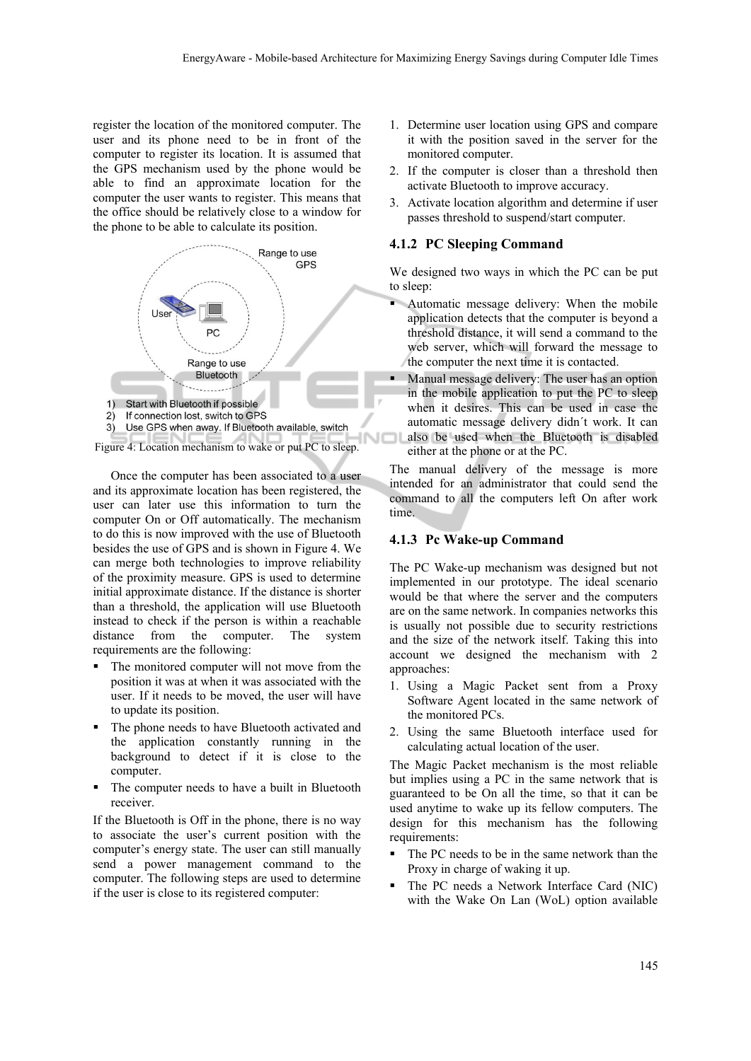register the location of the monitored computer. The user and its phone need to be in front of the computer to register its location. It is assumed that the GPS mechanism used by the phone would be able to find an approximate location for the computer the user wants to register. This means that the office should be relatively close to a window for the phone to be able to calculate its position.

1) Start with Bluetooth if possible
2) If connection lost, switch to GPS
3) Use GPS when away. If Bluetooth available, switch

Figure 4: Location mechanism to wake or put PC to sleep.

Once the computer has been associated to a user and its approximate location has been registered, the user can later use this information to turn the computer On or Off automatically. The mechanism to do this is now improved with the use of Bluetooth besides the use of GPS and is shown in Figure 4. We can merge both technologies to improve reliability of the proximity measure. GPS is used to determine initial approximate distance. If the distance is shorter than a threshold, the application will use Bluetooth instead to check if the person is within a reachable distance from the computer. The system requirements are the following:

- The monitored computer will not move from the position it was at when it was associated with the user. If it needs to be moved, the user will have to update its position.
- The phone needs to have Bluetooth activated and the application constantly running in the background to detect if it is close to the computer.
- The computer needs to have a built in Bluetooth receiver.

If the Bluetooth is Off in the phone, there is no way to associate the user's current position with the computer's energy state. The user can still manually send a power management command to the computer. The following steps are used to determine if the user is close to its registered computer:

1. Determine user location using GPS and compare it with the position saved in the server for the monitored computer.
2. If the computer is closer than a threshold then activate Bluetooth to improve accuracy.
3. Activate location algorithm and determine if user passes threshold to suspend/start computer.

### 4.1.2 PC Sleeping Command

We designed two ways in which the PC can be put to sleep:

- Automatic message delivery: When the mobile application detects that the computer is beyond a threshold distance, it will send a command to the web server, which will forward the message to the computer the next time it is contacted.
- Manual message delivery: The user has an option in the mobile application to put the PC to sleep when it desires. This can be used in case the automatic message delivery didn´t work. It can also be used when the Bluetooth is disabled either at the phone or at the PC.

The manual delivery of the message is more intended for an administrator that could send the command to all the computers left On after work time.

### 4.1.3 Pc Wake-up Command

The PC Wake-up mechanism was designed but not implemented in our prototype. The ideal scenario would be that where the server and the computers are on the same network. In companies networks this is usually not possible due to security restrictions and the size of the network itself. Taking this into account we designed the mechanism with 2 approaches:

1. Using a Magic Packet sent from a Proxy Software Agent located in the same network of the monitored PCs.
2. Using the same Bluetooth interface used for calculating actual location of the user.

The Magic Packet mechanism is the most reliable but implies using a PC in the same network that is guaranteed to be On all the time, so that it can be used anytime to wake up its fellow computers. The design for this mechanism has the following requirements:

- The PC needs to be in the same network than the Proxy in charge of waking it up.
- The PC needs a Network Interface Card (NIC) with the Wake On Lan (WoL) option available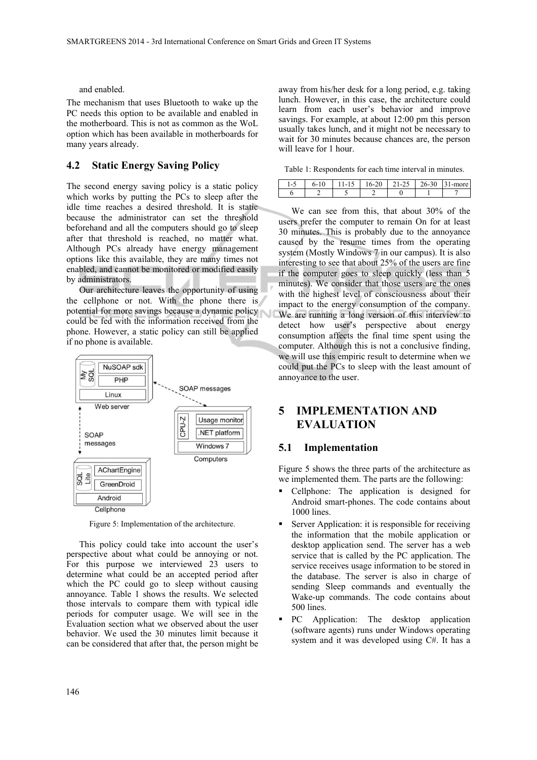and enabled.

The mechanism that uses Bluetooth to wake up the PC needs this option to be available and enabled in the motherboard. This is not as common as the WoL option which has been available in motherboards for many years already.

### 4.2 Static Energy Saving Policy

The second energy saving policy is a static policy which works by putting the PCs to sleep after the idle time reaches a desired threshold. It is static because the administrator can set the threshold beforehand and all the computers should go to sleep after that threshold is reached, no matter what. Although PCs already have energy management options like this available, they are many times not enabled, and cannot be monitored or modified easily by administrators.

Our architecture leaves the opportunity of using the cellphone or not. With the phone there is potential for more savings because a dynamic policy could be fed with the information received from the phone. However, a static policy can still be applied if no phone is available.

Figure 5: Implementation of the architecture.

This policy could take into account the user's perspective about what could be annoying or not. For this purpose we interviewed 23 users to determine what could be an accepted period after which the PC could go to sleep without causing annoyance. Table 1 shows the results. We selected those intervals to compare them with typical idle periods for computer usage. We will see in the Evaluation section what we observed about the user behavior. We used the 30 minutes limit because it can be considered that after that, the person might be away from his/her desk for a long period, e.g. taking lunch. However, in this case, the architecture could learn from each user's behavior and improve savings. For example, at about 12:00 pm this person usually takes lunch, and it might not be necessary to wait for 30 minutes because chances are, the person will leave for 1 hour.

Table 1: Respondents for each time interval in minutes.

| 1-5 | 6-10 | 11-15 | 16-20 | 21-25 | 26-30 | 31-more |
|---|---|---|---|---|---|---|
| 6 | 2 | 5 | 2 | 0 | 1 | 7 |

We can see from this, that about 30% of the users prefer the computer to remain On for at least 30 minutes. This is probably due to the annoyance caused by the resume times from the operating system (Mostly Windows 7 in our campus). It is also interesting to see that about 25% of the users are fine if the computer goes to sleep quickly (less than 5 minutes). We consider that those users are the ones with the highest level of consciousness about their impact to the energy consumption of the company. We are running a long version of this interview to detect how user's perspective about energy consumption affects the final time spent using the computer. Although this is not a conclusive finding, we will use this empiric result to determine when we could put the PCs to sleep with the least amount of annoyance to the user.

## 5 IMPLEMENTATION AND EVALUATION

### 5.1 Implementation

Figure 5 shows the three parts of the architecture as we implemented them. The parts are the following:

- Cellphone: The application is designed for Android smart-phones. The code contains about 1000 lines.
- Server Application: it is responsible for receiving the information that the mobile application or desktop application send. The server has a web service that is called by the PC application. The service receives usage information to be stored in the database. The server is also in charge of sending Sleep commands and eventually the Wake-up commands. The code contains about 500 lines.
- PC Application: The desktop application (software agents) runs under Windows operating system and it was developed using C#. It has a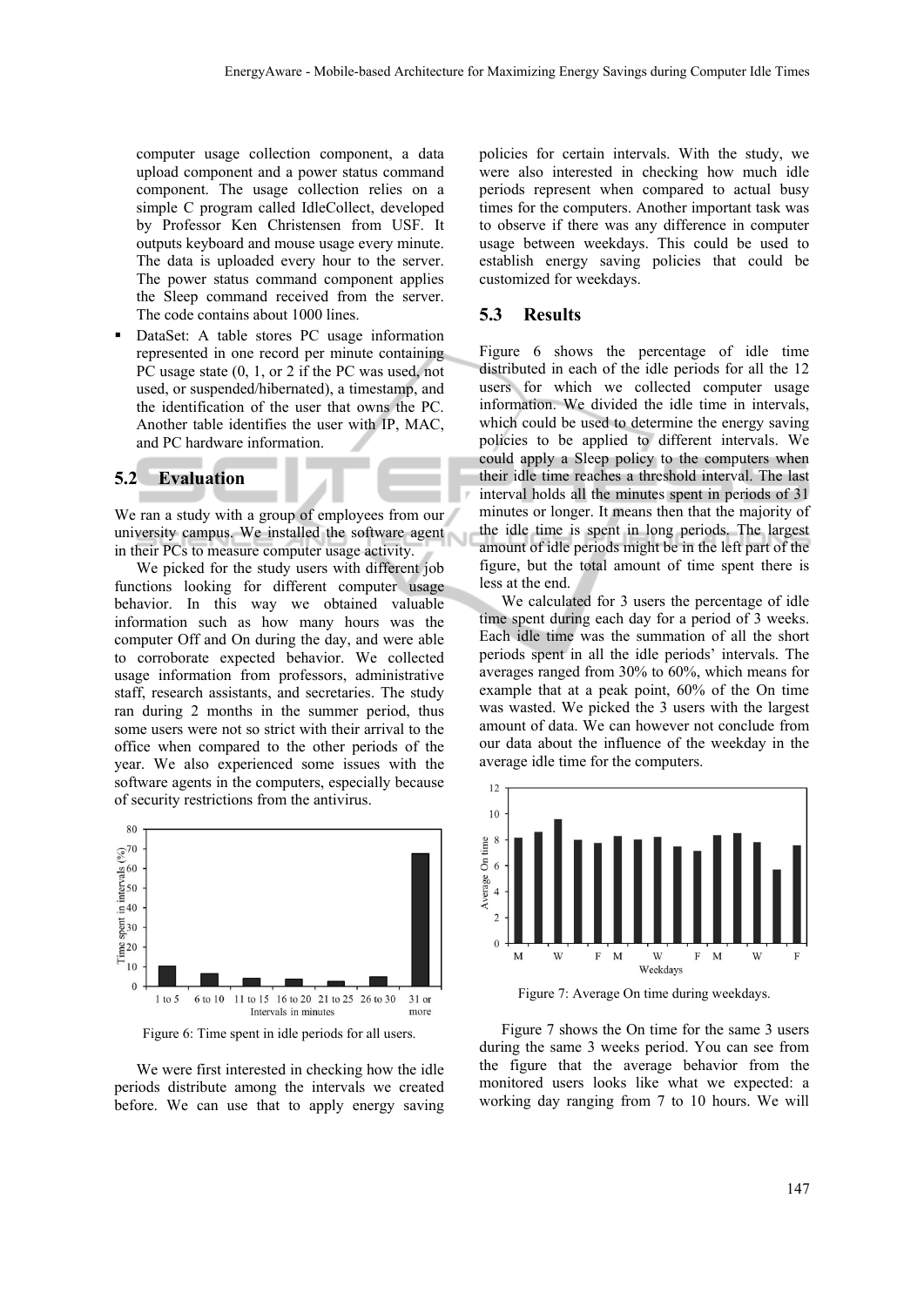computer usage collection component, a data upload component and a power status command component. The usage collection relies on a simple C program called IdleCollect, developed by Professor Ken Christensen from USF. It outputs keyboard and mouse usage every minute. The data is uploaded every hour to the server. The power status command component applies the Sleep command received from the server. The code contains about 1000 lines.

- DataSet: A table stores PC usage information represented in one record per minute containing PC usage state (0, 1, or 2 if the PC was used, not used, or suspended/hibernated), a timestamp, and the identification of the user that owns the PC. Another table identifies the user with IP, MAC, and PC hardware information.

## 5.2 Evaluation

We ran a study with a group of employees from our university campus. We installed the software agent in their PCs to measure computer usage activity.

We picked for the study users with different job functions looking for different computer usage behavior. In this way we obtained valuable information such as how many hours was the computer Off and On during the day, and were able to corroborate expected behavior. We collected usage information from professors, administrative staff, research assistants, and secretaries. The study ran during 2 months in the summer period, thus some users were not so strict with their arrival to the office when compared to the other periods of the year. We also experienced some issues with the software agents in the computers, especially because of security restrictions from the antivirus.

Figure 6: Time spent in idle periods for all users.

We were first interested in checking how the idle periods distribute among the intervals we created before. We can use that to apply energy saving policies for certain intervals. With the study, we were also interested in checking how much idle periods represent when compared to actual busy times for the computers. Another important task was to observe if there was any difference in computer usage between weekdays. This could be used to establish energy saving policies that could be customized for weekdays.

## 5.3 Results

Figure 6 shows the percentage of idle time distributed in each of the idle periods for all the 12 users for which we collected computer usage information. We divided the idle time in intervals, which could be used to determine the energy saving policies to be applied to different intervals. We could apply a Sleep policy to the computers when their idle time reaches a threshold interval. The last interval holds all the minutes spent in periods of 31 minutes or longer. It means then that the majority of the idle time is spent in long periods. The largest amount of idle periods might be in the left part of the figure, but the total amount of time spent there is less at the end.

We calculated for 3 users the percentage of idle time spent during each day for a period of 3 weeks. Each idle time was the summation of all the short periods spent in all the idle periods' intervals. The averages ranged from 30% to 60%, which means for example that at a peak point, 60% of the On time was wasted. We picked the 3 users with the largest amount of data. We can however not conclude from our data about the influence of the weekday in the average idle time for the computers.

Figure 7: Average On time during weekdays.

Figure 7 shows the On time for the same 3 users during the same 3 weeks period. You can see from the figure that the average behavior from the monitored users looks like what we expected: a working day ranging from 7 to 10 hours. We will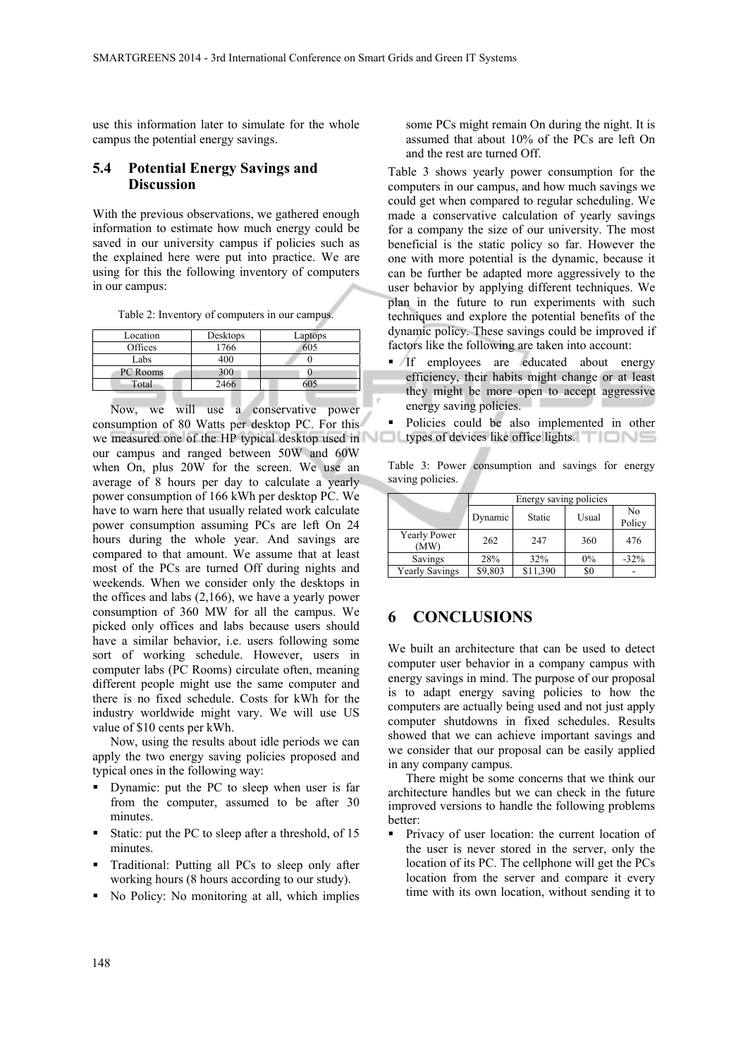use this information later to simulate for the whole campus the potential energy savings.

### 5.4 Potential Energy Savings and Discussion

With the previous observations, we gathered enough information to estimate how much energy could be saved in our university campus if policies such as the explained here were put into practice. We are using for this the following inventory of computers in our campus:

Table 2: Inventory of computers in our campus.

| Location | Desktops | Laptops |
|---|---|---|
| Offices | 1766 | 605 |
| Labs | 400 | 0 |
| PC Rooms | 300 | 0 |
| Total | 2466 | 605 |

Now, we will use a conservative power consumption of 80 Watts per desktop PC. For this we measured one of the HP typical desktop used in our campus and ranged between 50W and 60W when On, plus 20W for the screen. We use an average of 8 hours per day to calculate a yearly power consumption of 166 kWh per desktop PC. We have to warn here that usually related work calculate power consumption assuming PCs are left On 24 hours during the whole year. And savings are compared to that amount. We assume that at least most of the PCs are turned Off during nights and weekends. When we consider only the desktops in the offices and labs (2,166), we have a yearly power consumption of 360 MW for all the campus. We picked only offices and labs because users should have a similar behavior, i.e. users following some sort of working schedule. However, users in computer labs (PC Rooms) circulate often, meaning different people might use the same computer and there is no fixed schedule. Costs for kWh for the industry worldwide might vary. We will use US value of $10 cents per kWh.

Now, using the results about idle periods we can apply the two energy saving policies proposed and typical ones in the following way:

- Dynamic: put the PC to sleep when user is far from the computer, assumed to be after 30 minutes.
- Static: put the PC to sleep after a threshold, of 15 minutes.
- Traditional: Putting all PCs to sleep only after working hours (8 hours according to our study).
- No Policy: No monitoring at all, which implies some PCs might remain On during the night. It is assumed that about 10% of the PCs are left On and the rest are turned Off.

Table 3 shows yearly power consumption for the computers in our campus, and how much savings we could get when compared to regular scheduling. We made a conservative calculation of yearly savings for a company the size of our university. The most beneficial is the static policy so far. However the one with more potential is the dynamic, because it can be further be adapted more aggressively to the user behavior by applying different techniques. We plan in the future to run experiments with such techniques and explore the potential benefits of the dynamic policy. These savings could be improved if factors like the following are taken into account:

- If employees are educated about energy efficiency, their habits might change or at least they might be more open to accept aggressive energy saving policies.
- Policies could be also implemented in other types of devices like office lights.

Table 3: Power consumption and savings for energy saving policies.

| | Energy saving policies | | | |
|---|---|---|---|---|
| | Dynamic | Static | Usual | No Policy |
| Yearly Power (MW) | 262 | 247 | 360 | 476 |
| Savings | 28% | 32% | 0% | -32% |
| Yearly Savings | $9,803 | $11,390 | $0 | - |

## 6 CONCLUSIONS

We built an architecture that can be used to detect computer user behavior in a company campus with energy savings in mind. The purpose of our proposal is to adapt energy saving policies to how the computers are actually being used and not just apply computer shutdowns in fixed schedules. Results showed that we can achieve important savings and we consider that our proposal can be easily applied in any company campus.

There might be some concerns that we think our architecture handles but we can check in the future improved versions to handle the following problems better:

- Privacy of user location: the current location of the user is never stored in the server, only the location of its PC. The cellphone will get the PCs location from the server and compare it every time with its own location, without sending it to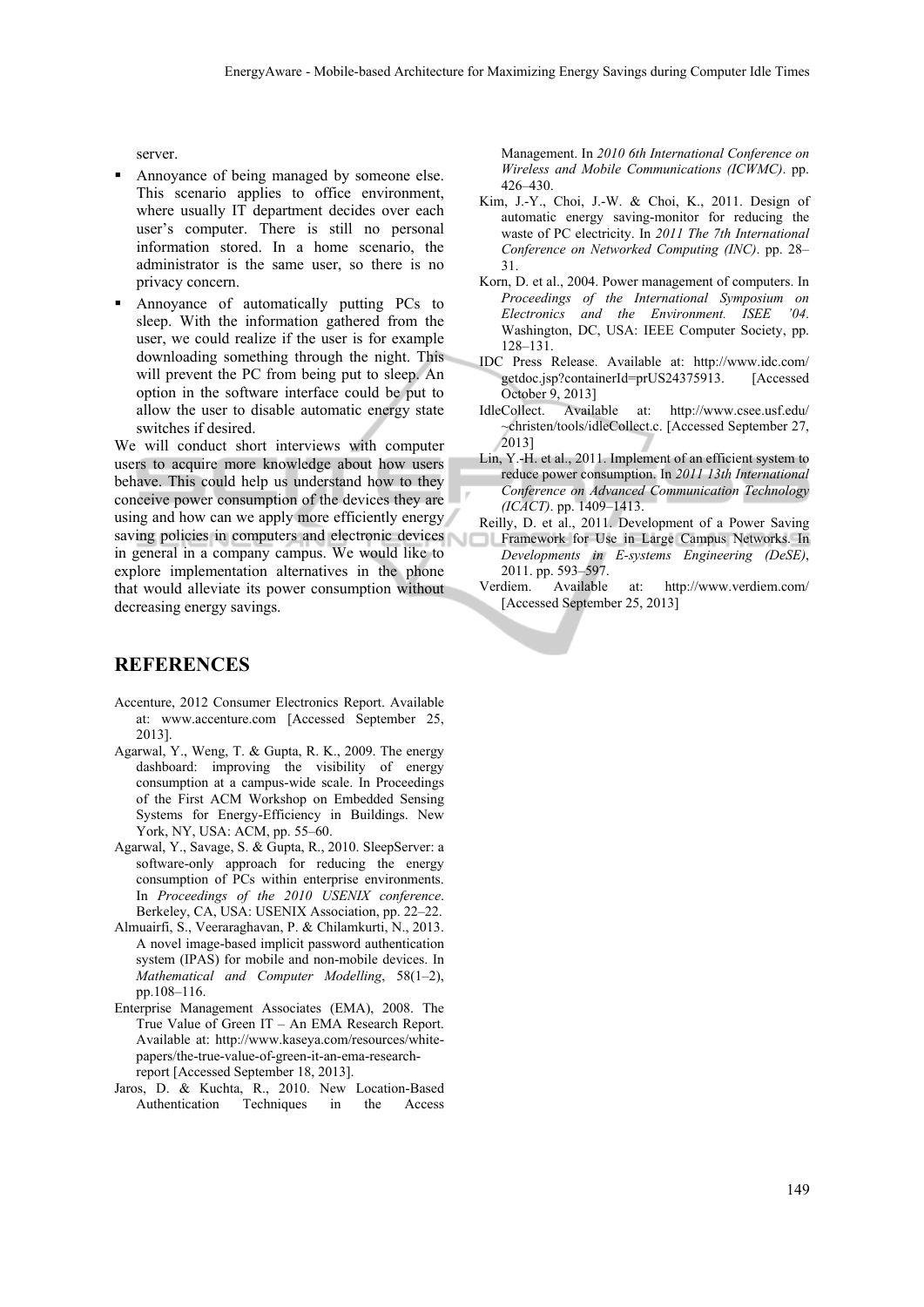server.

- Annoyance of being managed by someone else. This scenario applies to office environment, where usually IT department decides over each user's computer. There is still no personal information stored. In a home scenario, the administrator is the same user, so there is no privacy concern.
- Annoyance of automatically putting PCs to sleep. With the information gathered from the user, we could realize if the user is for example downloading something through the night. This will prevent the PC from being put to sleep. An option in the software interface could be put to allow the user to disable automatic energy state switches if desired.

We will conduct short interviews with computer users to acquire more knowledge about how users behave. This could help us understand how to they conceive power consumption of the devices they are using and how can we apply more efficiently energy saving policies in computers and electronic devices in general in a company campus. We would like to explore implementation alternatives in the phone that would alleviate its power consumption without decreasing energy savings.

## REFERENCES

Accenture, 2012 Consumer Electronics Report. Available at: www.accenture.com [Accessed September 25, 2013].

Agarwal, Y., Weng, T. & Gupta, R. K., 2009. The energy dashboard: improving the visibility of energy consumption at a campus-wide scale. In Proceedings of the First ACM Workshop on Embedded Sensing Systems for Energy-Efficiency in Buildings. New York, NY, USA: ACM, pp. 55–60.

Agarwal, Y., Savage, S. & Gupta, R., 2010. SleepServer: a software-only approach for reducing the energy consumption of PCs within enterprise environments. In *Proceedings of the 2010 USENIX conference*. Berkeley, CA, USA: USENIX Association, pp. 22–22.

Almuairfi, S., Veeraraghavan, P. & Chilamkurti, N., 2013. A novel image-based implicit password authentication system (IPAS) for mobile and non-mobile devices. In *Mathematical and Computer Modelling*, 58(1–2), pp.108–116.

Enterprise Management Associates (EMA), 2008. The True Value of Green IT – An EMA Research Report. Available at: http://www.kaseya.com/resources/white-papers/the-true-value-of-green-it-an-ema-research-report [Accessed September 18, 2013].

Jaros, D. & Kuchta, R., 2010. New Location-Based Authentication Techniques in the Access Management. In *2010 6th International Conference on Wireless and Mobile Communications (ICWMC)*. pp. 426–430.

Kim, J.-Y., Choi, J.-W. & Choi, K., 2011. Design of automatic energy saving-monitor for reducing the waste of PC electricity. In *2011 The 7th International Conference on Networked Computing (INC)*. pp. 28–31.

Korn, D. et al., 2004. Power management of computers. In *Proceedings of the International Symposium on Electronics and the Environment. ISEE '04*. Washington, DC, USA: IEEE Computer Society, pp. 128–131.

IDC Press Release. Available at: http://www.idc.com/getdoc.jsp?containerId=prUS24375913. [Accessed October 9, 2013]

IdleCollect. Available at: http://www.csee.usf.edu/~christen/tools/idleCollect.c. [Accessed September 27, 2013]

Lin, Y.-H. et al., 2011. Implement of an efficient system to reduce power consumption. In *2011 13th International Conference on Advanced Communication Technology (ICACT)*. pp. 1409–1413.

Reilly, D. et al., 2011. Development of a Power Saving Framework for Use in Large Campus Networks. In *Developments in E-systems Engineering (DeSE)*, 2011. pp. 593–597.

Verdiem. Available at: http://www.verdiem.com/ [Accessed September 25, 2013]